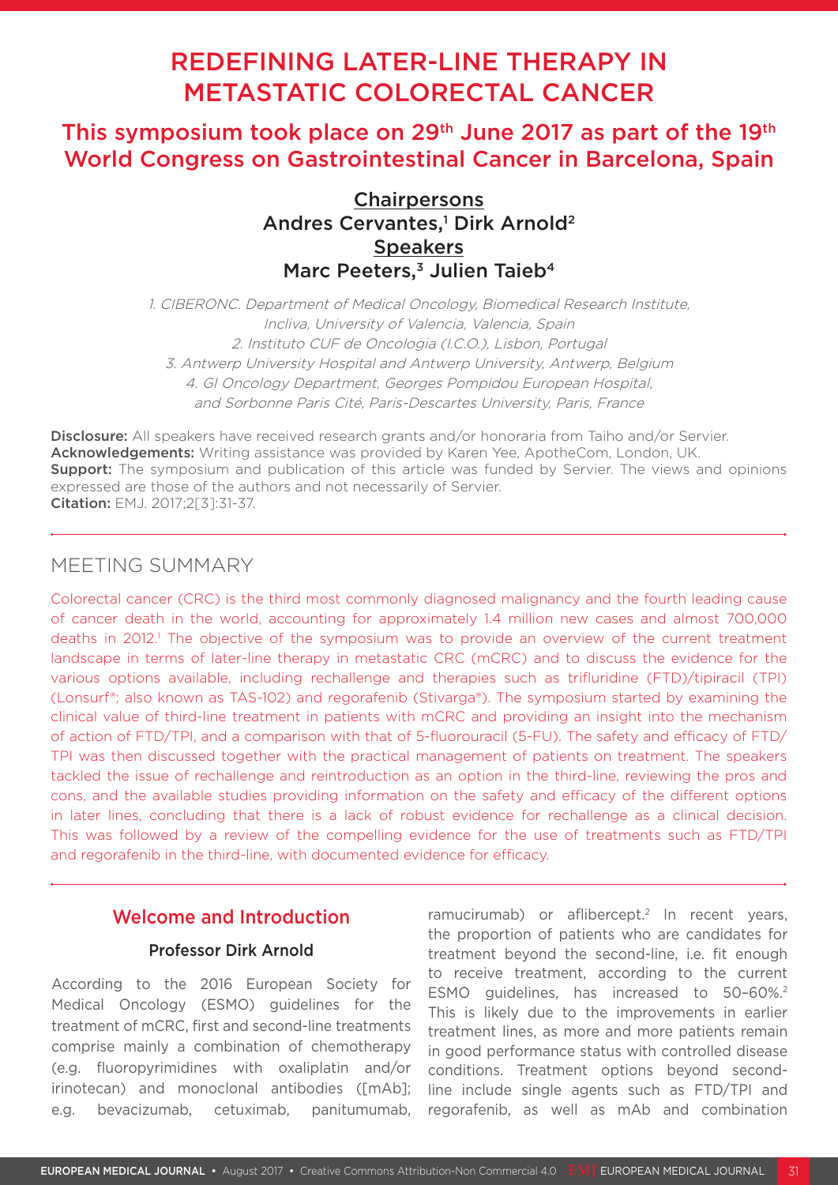# REDEFINING LATER-LINE THERAPY IN METASTATIC COLORECTAL CANCER

## This symposium took place on 29th June 2017 as part of the 19th World Congress on Gastrointestinal Cancer in Barcelona, Spain

**Chairpersons**
**Andres Cervantes,[1] Dirk Arnold[2]**
**Speakers**
**Marc Peeters,[3] Julien Taieb[4]**

*1. CIBERONC. Department of Medical Oncology, Biomedical Research Institute, Incliva, University of Valencia, Valencia, Spain*
*2. Instituto CUF de Oncologia (I.C.O.), Lisbon, Portugal*
*3. Antwerp University Hospital and Antwerp University, Antwerp, Belgium*
*4. GI Oncology Department, Georges Pompidou European Hospital, and Sorbonne Paris Cité, Paris-Descartes University, Paris, France*

**Disclosure:** All speakers have received research grants and/or honoraria from Taiho and/or Servier.
**Acknowledgements:** Writing assistance was provided by Karen Yee, ApotheCom, London, UK.
**Support:** The symposium and publication of this article was funded by Servier. The views and opinions expressed are those of the authors and not necessarily of Servier.
**Citation:** EMJ. 2017;2[3]:31-37.

## MEETING SUMMARY

Colorectal cancer (CRC) is the third most commonly diagnosed malignancy and the fourth leading cause of cancer death in the world, accounting for approximately 1.4 million new cases and almost 700,000 deaths in 2012.[1] The objective of the symposium was to provide an overview of the current treatment landscape in terms of later-line therapy in metastatic CRC (mCRC) and to discuss the evidence for the various options available, including rechallenge and therapies such as trifluridine (FTD)/tipiracil (TPI) (Lonsurf®; also known as TAS-102) and regorafenib (Stivarga®). The symposium started by examining the clinical value of third-line treatment in patients with mCRC and providing an insight into the mechanism of action of FTD/TPI, and a comparison with that of 5-fluorouracil (5-FU). The safety and efficacy of FTD/TPI was then discussed together with the practical management of patients on treatment. The speakers tackled the issue of rechallenge and reintroduction as an option in the third-line, reviewing the pros and cons, and the available studies providing information on the safety and efficacy of the different options in later lines, concluding that there is a lack of robust evidence for rechallenge as a clinical decision. This was followed by a review of the compelling evidence for the use of treatments such as FTD/TPI and regorafenib in the third-line, with documented evidence for efficacy.

## Welcome and Introduction

### Professor Dirk Arnold

According to the 2016 European Society for Medical Oncology (ESMO) guidelines for the treatment of mCRC, first and second-line treatments comprise mainly a combination of chemotherapy (e.g. fluoropyrimidines with oxaliplatin and/or irinotecan) and monoclonal antibodies ([mAb]; e.g. bevacizumab, cetuximab, panitumumab, ramucirumab) or aflibercept.[2] In recent years, the proportion of patients who are candidates for treatment beyond the second-line, i.e. fit enough to receive treatment, according to the current ESMO guidelines, has increased to 50–60%.[2] This is likely due to the improvements in earlier treatment lines, as more and more patients remain in good performance status with controlled disease conditions. Treatment options beyond second-line include single agents such as FTD/TPI and regorafenib, as well as mAb and combination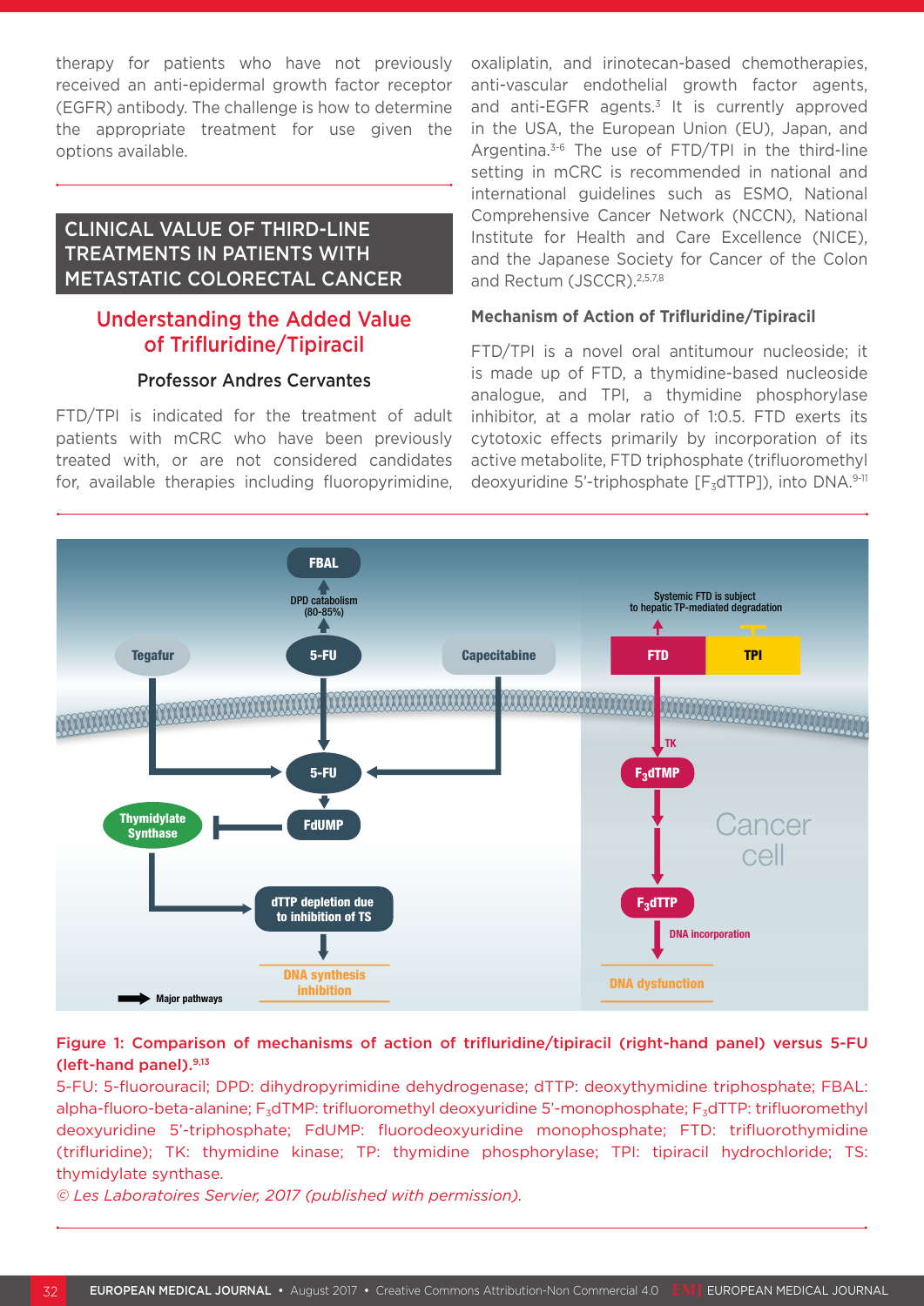therapy for patients who have not previously received an anti-epidermal growth factor receptor (EGFR) antibody. The challenge is how to determine the appropriate treatment for use given the options available.

## CLINICAL VALUE OF THIRD-LINE TREATMENTS IN PATIENTS WITH METASTATIC COLORECTAL CANCER

### Understanding the Added Value of Trifluridine/Tipiracil

**Professor Andres Cervantes**

FTD/TPI is indicated for the treatment of adult patients with mCRC who have been previously treated with, or are not considered candidates for, available therapies including fluoropyrimidine, oxaliplatin, and irinotecan-based chemotherapies, anti-vascular endothelial growth factor agents, and anti-EGFR agents.[3] It is currently approved in the USA, the European Union (EU), Japan, and Argentina.[3-6] The use of FTD/TPI in the third-line setting in mCRC is recommended in national and international guidelines such as ESMO, National Comprehensive Cancer Network (NCCN), National Institute for Health and Care Excellence (NICE), and the Japanese Society for Cancer of the Colon and Rectum (JSCCR).[2,5,7,8]

#### Mechanism of Action of Trifluridine/Tipiracil

FTD/TPI is a novel oral antitumour nucleoside; it is made up of FTD, a thymidine-based nucleoside analogue, and TPI, a thymidine phosphorylase inhibitor, at a molar ratio of 1:0.5. FTD exerts its cytotoxic effects primarily by incorporation of its active metabolite, FTD triphosphate (trifluoromethyl deoxyuridine 5'-triphosphate [$F_3$dTTP]), into DNA.[9-11]

**Figure 1: Comparison of mechanisms of action of trifluridine/tipiracil (right-hand panel) versus 5-FU (left-hand panel).[9,13]**

5-FU: 5-fluorouracil; DPD: dihydropyrimidine dehydrogenase; dTTP: deoxythymidine triphosphate; FBAL: alpha-fluoro-beta-alanine; $F_3$dTMP: trifluoromethyl deoxyuridine 5'-monophosphate; $F_3$dTTP: trifluoromethyl deoxyuridine 5'-triphosphate; FdUMP: fluorodeoxyuridine monophosphate; FTD: trifluorothymidine (trifluridine); TK: thymidine kinase; TP: thymidine phosphorylase; TPI: tipiracil hydrochloride; TS: thymidylate synthase.

*© Les Laboratoires Servier, 2017 (published with permission).*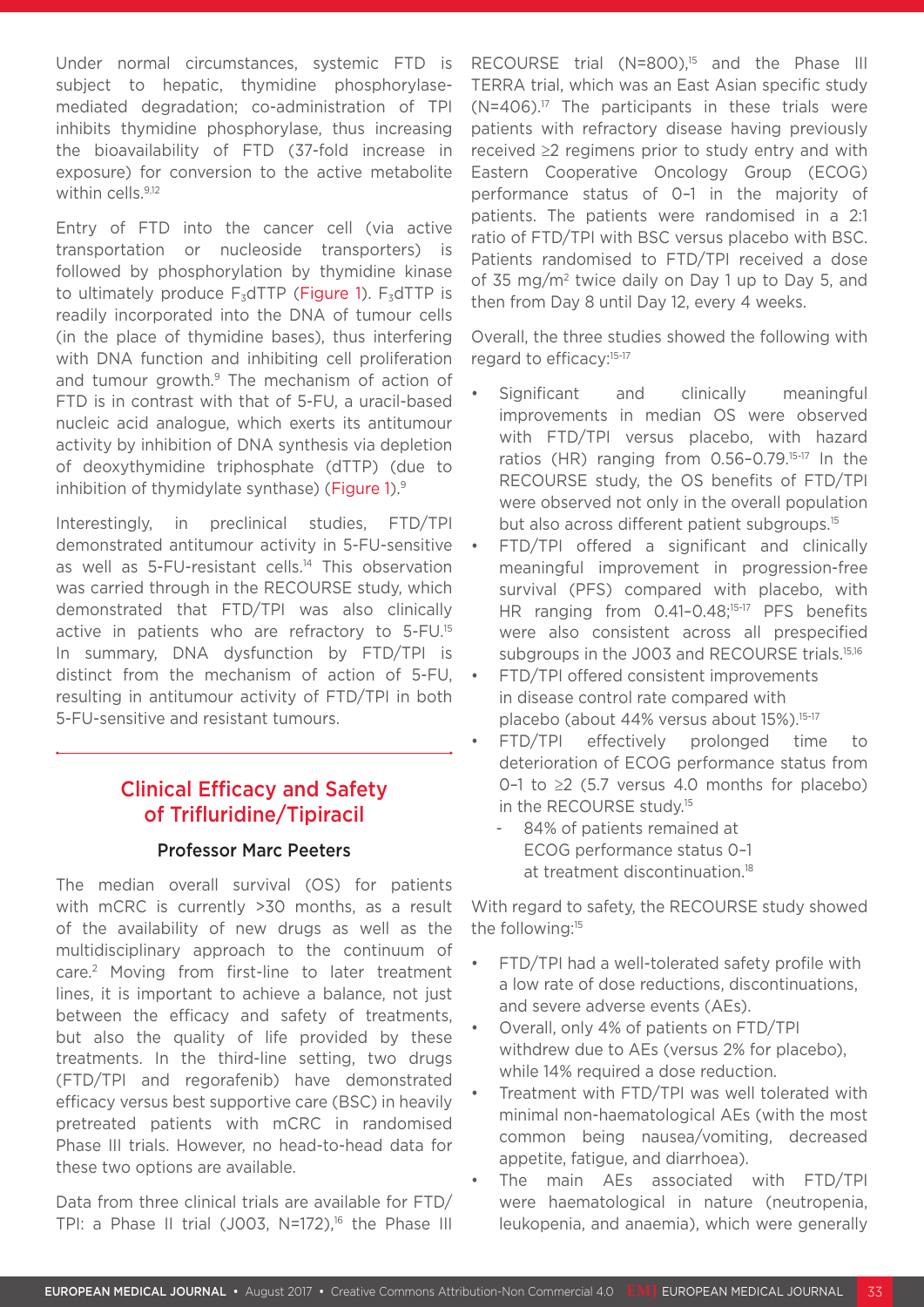Under normal circumstances, systemic FTD is subject to hepatic, thymidine phosphorylase-mediated degradation; co-administration of TPI inhibits thymidine phosphorylase, thus increasing the bioavailability of FTD (37-fold increase in exposure) for conversion to the active metabolite within cells.[9,12]

Entry of FTD into the cancer cell (via active transportation or nucleoside transporters) is followed by phosphorylation by thymidine kinase to ultimately produce $F_3$dTTP (Figure 1). $F_3$dTTP is readily incorporated into the DNA of tumour cells (in the place of thymidine bases), thus interfering with DNA function and inhibiting cell proliferation and tumour growth.[9] The mechanism of action of FTD is in contrast with that of 5-FU, a uracil-based nucleic acid analogue, which exerts its antitumour activity by inhibition of DNA synthesis via depletion of deoxythymidine triphosphate (dTTP) (due to inhibition of thymidylate synthase) (Figure 1).[9]

Interestingly, in preclinical studies, FTD/TPI demonstrated antitumour activity in 5-FU-sensitive as well as 5-FU-resistant cells.[14] This observation was carried through in the RECOURSE study, which demonstrated that FTD/TPI was also clinically active in patients who are refractory to 5-FU.[15] In summary, DNA dysfunction by FTD/TPI is distinct from the mechanism of action of 5-FU, resulting in antitumour activity of FTD/TPI in both 5-FU-sensitive and resistant tumours.

## Clinical Efficacy and Safety of Trifluridine/Tipiracil

### Professor Marc Peeters

The median overall survival (OS) for patients with mCRC is currently >30 months, as a result of the availability of new drugs as well as the multidisciplinary approach to the continuum of care.[2] Moving from first-line to later treatment lines, it is important to achieve a balance, not just between the efficacy and safety of treatments, but also the quality of life provided by these treatments. In the third-line setting, two drugs (FTD/TPI and regorafenib) have demonstrated efficacy versus best supportive care (BSC) in heavily pretreated patients with mCRC in randomised Phase III trials. However, no head-to-head data for these two options are available.

Data from three clinical trials are available for FTD/TPI: a Phase II trial (J003, N=172),[16] the Phase III RECOURSE trial (N=800),[15] and the Phase III TERRA trial, which was an East Asian specific study (N=406).[17] The participants in these trials were patients with refractory disease having previously received ≥2 regimens prior to study entry and with Eastern Cooperative Oncology Group (ECOG) performance status of 0–1 in the majority of patients. The patients were randomised in a 2:1 ratio of FTD/TPI with BSC versus placebo with BSC. Patients randomised to FTD/TPI received a dose of 35 mg/m² twice daily on Day 1 up to Day 5, and then from Day 8 until Day 12, every 4 weeks.

Overall, the three studies showed the following with regard to efficacy:[15-17]

- Significant and clinically meaningful improvements in median OS were observed with FTD/TPI versus placebo, with hazard ratios (HR) ranging from 0.56–0.79.[15-17] In the RECOURSE study, the OS benefits of FTD/TPI were observed not only in the overall population but also across different patient subgroups.[15]
- FTD/TPI offered a significant and clinically meaningful improvement in progression-free survival (PFS) compared with placebo, with HR ranging from 0.41–0.48;[15-17] PFS benefits were also consistent across all prespecified subgroups in the J003 and RECOURSE trials.[15,16]
- FTD/TPI offered consistent improvements in disease control rate compared with placebo (about 44% versus about 15%).[15-17]
- FTD/TPI effectively prolonged time to deterioration of ECOG performance status from 0–1 to ≥2 (5.7 versus 4.0 months for placebo) in the RECOURSE study.[15]
  - 84% of patients remained at ECOG performance status 0–1 at treatment discontinuation.[18]

With regard to safety, the RECOURSE study showed the following:[15]

- FTD/TPI had a well-tolerated safety profile with a low rate of dose reductions, discontinuations, and severe adverse events (AEs).
- Overall, only 4% of patients on FTD/TPI withdrew due to AEs (versus 2% for placebo), while 14% required a dose reduction.
- Treatment with FTD/TPI was well tolerated with minimal non-haematological AEs (with the most common being nausea/vomiting, decreased appetite, fatigue, and diarrhoea).
- The main AEs associated with FTD/TPI were haematological in nature (neutropenia, leukopenia, and anaemia), which were generally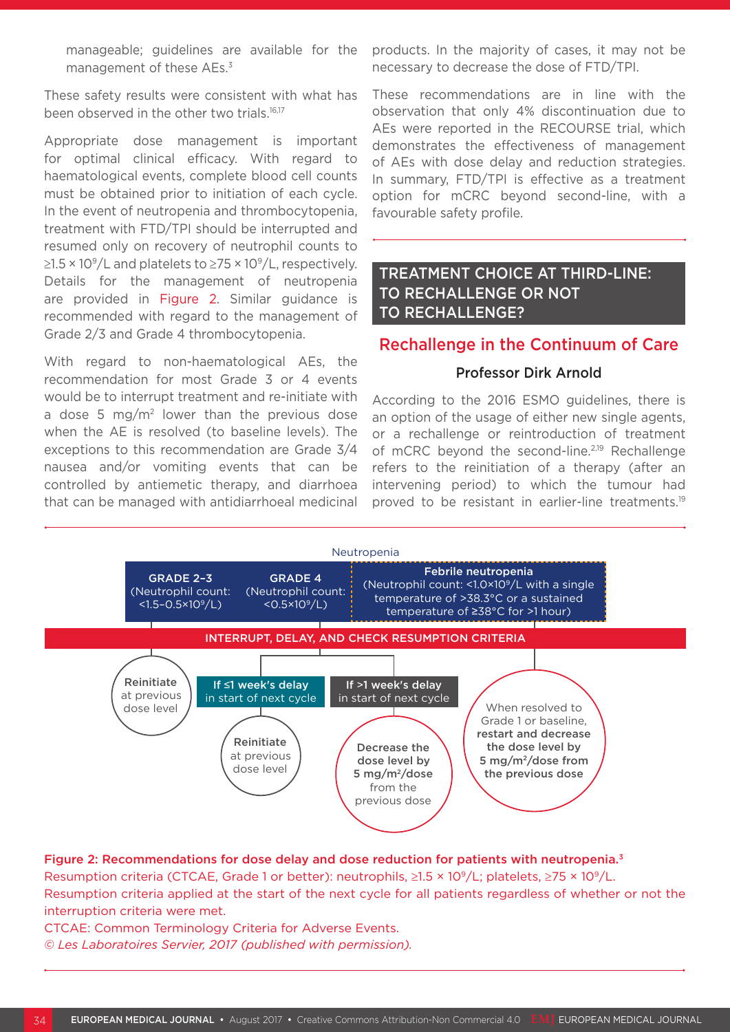manageable; guidelines are available for the management of these AEs.[3]

These safety results were consistent with what has been observed in the other two trials.[16,17]

Appropriate dose management is important for optimal clinical efficacy. With regard to haematological events, complete blood cell counts must be obtained prior to initiation of each cycle. In the event of neutropenia and thrombocytopenia, treatment with FTD/TPI should be interrupted and resumed only on recovery of neutrophil counts to $\geq 1.5 \times 10^9$/L and platelets to $\geq 75 \times 10^9$/L, respectively. Details for the management of neutropenia are provided in Figure 2. Similar guidance is recommended with regard to the management of Grade 2/3 and Grade 4 thrombocytopenia.

With regard to non-haematological AEs, the recommendation for most Grade 3 or 4 events would be to interrupt treatment and re-initiate with a dose 5 mg/m$^2$ lower than the previous dose when the AE is resolved (to baseline levels). The exceptions to this recommendation are Grade 3/4 nausea and/or vomiting events that can be controlled by antiemetic therapy, and diarrhoea that can be managed with antidiarrhoeal medicinal products. In the majority of cases, it may not be necessary to decrease the dose of FTD/TPI.

These recommendations are in line with the observation that only 4% discontinuation due to AEs were reported in the RECOURSE trial, which demonstrates the effectiveness of management of AEs with dose delay and reduction strategies. In summary, FTD/TPI is effective as a treatment option for mCRC beyond second-line, with a favourable safety profile.

## TREATMENT CHOICE AT THIRD-LINE: TO RECHALLENGE OR NOT TO RECHALLENGE?

### Rechallenge in the Continuum of Care

**Professor Dirk Arnold**

According to the 2016 ESMO guidelines, there is an option of the usage of either new single agents, or a rechallenge or reintroduction of treatment of mCRC beyond the second-line.[2,19] Rechallenge refers to the reinitiation of a therapy (after an intervening period) to which the tumour had proved to be resistant in earlier-line treatments.[19]

Neutropenia

| GRADE 2–3 (Neutrophil count: $<1.5–0.5\times10^9$/L) | GRADE 4 (Neutrophil count: $<0.5\times10^9$/L) | | Febrile neutropenia (Neutrophil count: $<1.0\times10^9$/L with a single temperature of >38.3°C or a sustained temperature of ≥38°C for >1 hour) |
|---|---|---|---|
| INTERRUPT, DELAY, AND CHECK RESUMPTION CRITERIA | | | |
| Reinitiate at previous dose level | If ≤1 week's delay in start of next cycle | If >1 week's delay in start of next cycle | When resolved to Grade 1 or baseline, **restart and decrease the dose level by 5 mg/m$^2$/dose from the previous dose** |
| | Reinitiate at previous dose level | Decrease the dose level by 5 mg/m$^2$/dose from the previous dose | |

**Figure 2: Recommendations for dose delay and dose reduction for patients with neutropenia.**[3]
Resumption criteria (CTCAE, Grade 1 or better): neutrophils, $\geq 1.5 \times 10^9$/L; platelets, $\geq 75 \times 10^9$/L.
Resumption criteria applied at the start of the next cycle for all patients regardless of whether or not the interruption criteria were met.
CTCAE: Common Terminology Criteria for Adverse Events.
*© Les Laboratoires Servier, 2017 (published with permission).*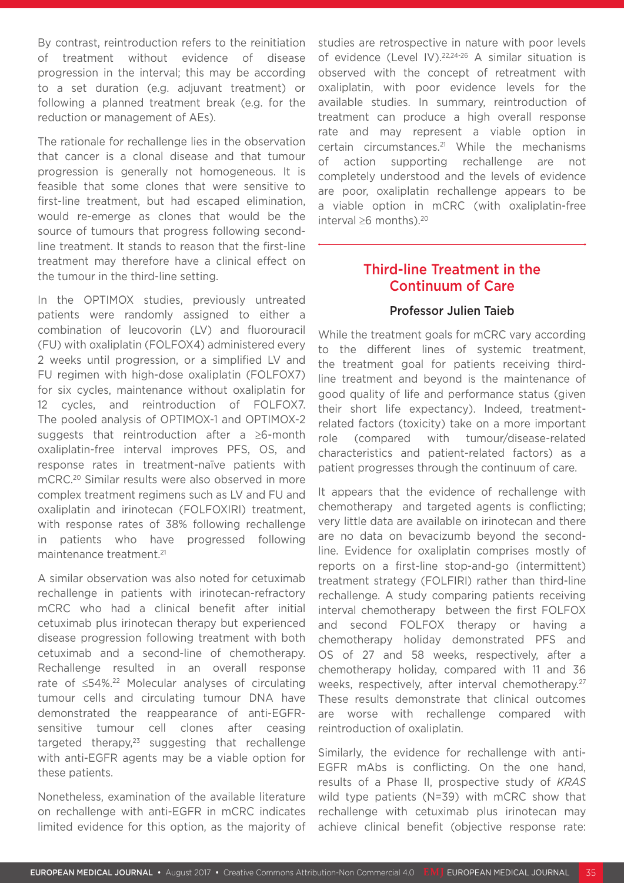By contrast, reintroduction refers to the reinitiation of treatment without evidence of disease progression in the interval; this may be according to a set duration (e.g. adjuvant treatment) or following a planned treatment break (e.g. for the reduction or management of AEs).

The rationale for rechallenge lies in the observation that cancer is a clonal disease and that tumour progression is generally not homogeneous. It is feasible that some clones that were sensitive to first-line treatment, but had escaped elimination, would re-emerge as clones that would be the source of tumours that progress following second-line treatment. It stands to reason that the first-line treatment may therefore have a clinical effect on the tumour in the third-line setting.

In the OPTIMOX studies, previously untreated patients were randomly assigned to either a combination of leucovorin (LV) and fluorouracil (FU) with oxaliplatin (FOLFOX4) administered every 2 weeks until progression, or a simplified LV and FU regimen with high-dose oxaliplatin (FOLFOX7) for six cycles, maintenance without oxaliplatin for 12 cycles, and reintroduction of FOLFOX7. The pooled analysis of OPTIMOX-1 and OPTIMOX-2 suggests that reintroduction after a ≥6-month oxaliplatin-free interval improves PFS, OS, and response rates in treatment-naïve patients with mCRC.[20] Similar results were also observed in more complex treatment regimens such as LV and FU and oxaliplatin and irinotecan (FOLFOXIRI) treatment, with response rates of 38% following rechallenge in patients who have progressed following maintenance treatment.[21]

A similar observation was also noted for cetuximab rechallenge in patients with irinotecan-refractory mCRC who had a clinical benefit after initial cetuximab plus irinotecan therapy but experienced disease progression following treatment with both cetuximab and a second-line of chemotherapy. Rechallenge resulted in an overall response rate of ≤54%.[22] Molecular analyses of circulating tumour cells and circulating tumour DNA have demonstrated the reappearance of anti-EGFR-sensitive tumour cell clones after ceasing targeted therapy,[23] suggesting that rechallenge with anti-EGFR agents may be a viable option for these patients.

Nonetheless, examination of the available literature on rechallenge with anti-EGFR in mCRC indicates limited evidence for this option, as the majority of studies are retrospective in nature with poor levels of evidence (Level IV).[22,24-26] A similar situation is observed with the concept of retreatment with oxaliplatin, with poor evidence levels for the available studies. In summary, reintroduction of treatment can produce a high overall response rate and may represent a viable option in certain circumstances.[21] While the mechanisms of action supporting rechallenge are not completely understood and the levels of evidence are poor, oxaliplatin rechallenge appears to be a viable option in mCRC (with oxaliplatin-free interval ≥6 months).[20]

## Third-line Treatment in the Continuum of Care

### Professor Julien Taieb

While the treatment goals for mCRC vary according to the different lines of systemic treatment, the treatment goal for patients receiving third-line treatment and beyond is the maintenance of good quality of life and performance status (given their short life expectancy). Indeed, treatment-related factors (toxicity) take on a more important role (compared with tumour/disease-related characteristics and patient-related factors) as a patient progresses through the continuum of care.

It appears that the evidence of rechallenge with chemotherapy and targeted agents is conflicting; very little data are available on irinotecan and there are no data on bevacizumb beyond the second-line. Evidence for oxaliplatin comprises mostly of reports on a first-line stop-and-go (intermittent) treatment strategy (FOLFIRI) rather than third-line rechallenge. A study comparing patients receiving interval chemotherapy between the first FOLFOX and second FOLFOX therapy or having a chemotherapy holiday demonstrated PFS and OS of 27 and 58 weeks, respectively, after a chemotherapy holiday, compared with 11 and 36 weeks, respectively, after interval chemotherapy.[27] These results demonstrate that clinical outcomes are worse with rechallenge compared with reintroduction of oxaliplatin.

Similarly, the evidence for rechallenge with anti-EGFR mAbs is conflicting. On the one hand, results of a Phase II, prospective study of *KRAS* wild type patients (N=39) with mCRC show that rechallenge with cetuximab plus irinotecan may achieve clinical benefit (objective response rate: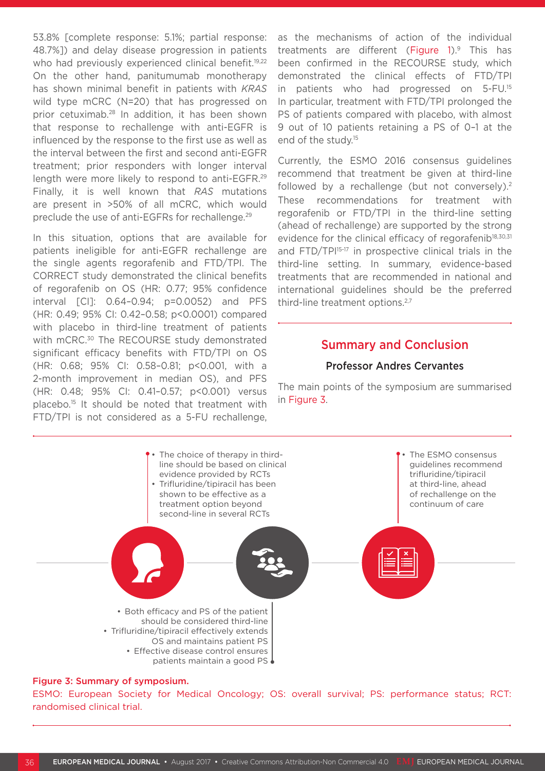53.8% [complete response: 5.1%; partial response: 48.7%]) and delay disease progression in patients who had previously experienced clinical benefit.[19,22] On the other hand, panitumumab monotherapy has shown minimal benefit in patients with *KRAS* wild type mCRC (N=20) that has progressed on prior cetuximab.[28] In addition, it has been shown that response to rechallenge with anti-EGFR is influenced by the response to the first use as well as the interval between the first and second anti-EGFR treatment; prior responders with longer interval length were more likely to respond to anti-EGFR.[29] Finally, it is well known that *RAS* mutations are present in >50% of all mCRC, which would preclude the use of anti-EGFRs for rechallenge.[29]

In this situation, options that are available for patients ineligible for anti-EGFR rechallenge are the single agents regorafenib and FTD/TPI. The CORRECT study demonstrated the clinical benefits of regorafenib on OS (HR: 0.77; 95% confidence interval [CI]: 0.64–0.94; p=0.0052) and PFS (HR: 0.49; 95% CI: 0.42–0.58; p<0.0001) compared with placebo in third-line treatment of patients with mCRC.[30] The RECOURSE study demonstrated significant efficacy benefits with FTD/TPI on OS (HR: 0.68; 95% CI: 0.58–0.81; p<0.001, with a 2-month improvement in median OS), and PFS (HR: 0.48; 95% CI: 0.41–0.57; p<0.001) versus placebo.[15] It should be noted that treatment with FTD/TPI is not considered as a 5-FU rechallenge, as the mechanisms of action of the individual treatments are different (Figure 1).[9] This has been confirmed in the RECOURSE study, which demonstrated the clinical effects of FTD/TPI in patients who had progressed on 5-FU.[15] In particular, treatment with FTD/TPI prolonged the PS of patients compared with placebo, with almost 9 out of 10 patients retaining a PS of 0–1 at the end of the study.[15]

Currently, the ESMO 2016 consensus guidelines recommend that treatment be given at third-line followed by a rechallenge (but not conversely).[2] These recommendations for treatment with regorafenib or FTD/TPI in the third-line setting (ahead of rechallenge) are supported by the strong evidence for the clinical efficacy of regorafenib[18,30,31] and FTD/TPI[15-17] in prospective clinical trials in the third-line setting. In summary, evidence-based treatments that are recommended in national and international guidelines should be the preferred third-line treatment options.[2,7]

## Summary and Conclusion

### Professor Andres Cervantes

The main points of the symposium are summarised in Figure 3.

- The choice of therapy in third-line should be based on clinical evidence provided by RCTs
- Trifluridine/tipiracil has been shown to be effective as a treatment option beyond second-line in several RCTs

- The ESMO consensus guidelines recommend trifluridine/tipiracil at third-line, ahead of rechallenge on the continuum of care

- Both efficacy and PS of the patient should be considered third-line
- Trifluridine/tipiracil effectively extends OS and maintains patient PS
- Effective disease control ensures patients maintain a good PS

**Figure 3: Summary of symposium.**

ESMO: European Society for Medical Oncology; OS: overall survival; PS: performance status; RCT: randomised clinical trial.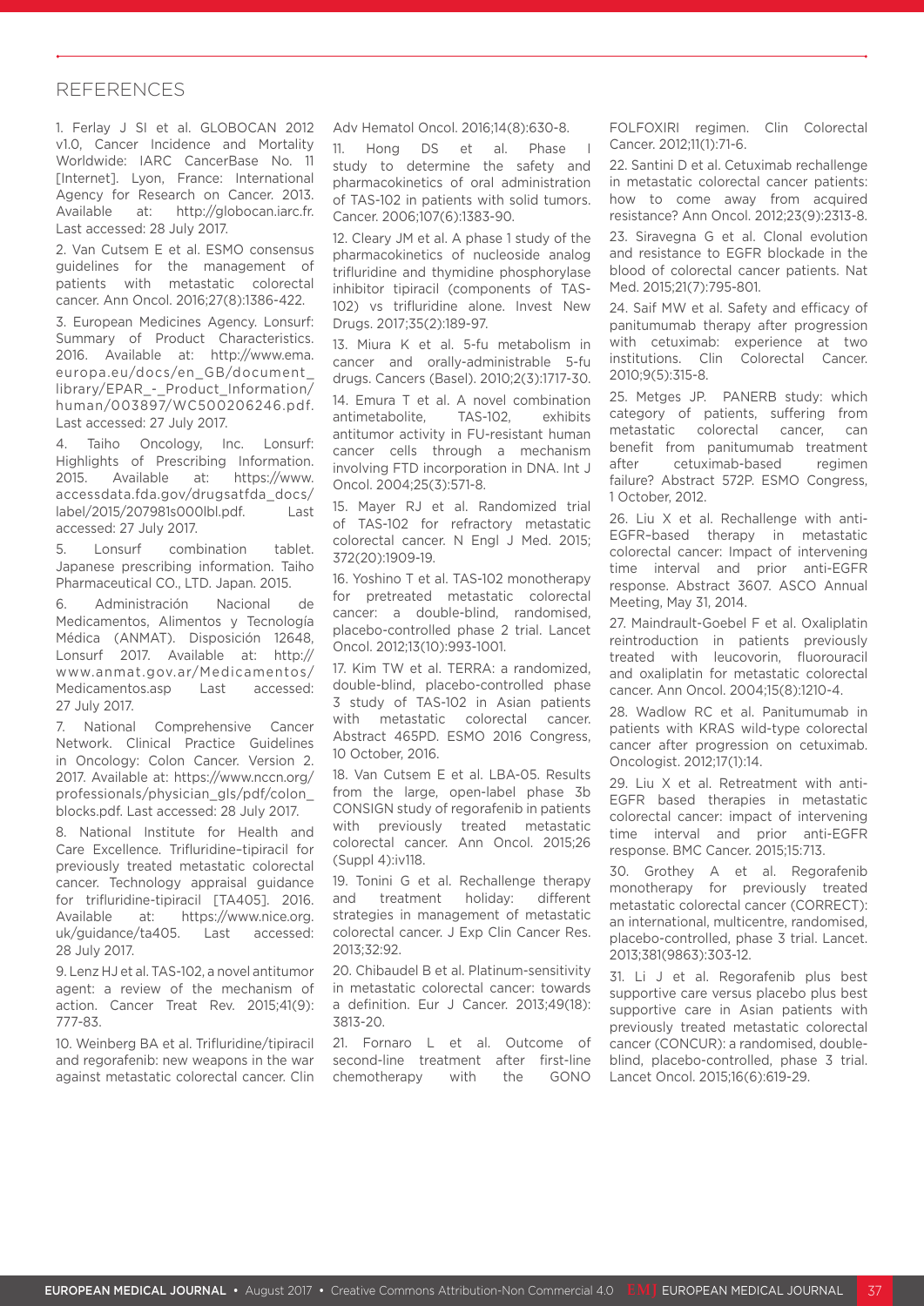## REFERENCES

1. Ferlay J SI et al. GLOBOCAN 2012 v1.0, Cancer Incidence and Mortality Worldwide: IARC CancerBase No. 11 [Internet]. Lyon, France: International Agency for Research on Cancer. 2013. Available at: http://globocan.iarc.fr. Last accessed: 28 July 2017.

2. Van Cutsem E et al. ESMO consensus guidelines for the management of patients with metastatic colorectal cancer. Ann Oncol. 2016;27(8):1386-422.

3. European Medicines Agency. Lonsurf: Summary of Product Characteristics. 2016. Available at: http://www.ema.europa.eu/docs/en_GB/document_library/EPAR_-_Product_Information/human/003897/WC500206246.pdf. Last accessed: 27 July 2017.

4. Taiho Oncology, Inc. Lonsurf: Highlights of Prescribing Information. 2015. Available at: https://www.accessdata.fda.gov/drugsatfda_docs/label/2015/207981s000lbl.pdf. Last accessed: 27 July 2017.

5. Lonsurf combination tablet. Japanese prescribing information. Taiho Pharmaceutical CO., LTD. Japan. 2015.

6. Administración Nacional de Medicamentos, Alimentos y Tecnología Médica (ANMAT). Disposición 12648, Lonsurf 2017. Available at: http://www.anmat.gov.ar/Medicamentos/Medicamentos.asp Last accessed: 27 July 2017.

7. National Comprehensive Cancer Network. Clinical Practice Guidelines in Oncology: Colon Cancer. Version 2. 2017. Available at: https://www.nccn.org/professionals/physician_gls/pdf/colon_blocks.pdf. Last accessed: 28 July 2017.

8. National Institute for Health and Care Excellence. Trifluridine–tipiracil for previously treated metastatic colorectal cancer. Technology appraisal guidance for trifluridine-tipiracil [TA405]. 2016. Available at: https://www.nice.org.uk/guidance/ta405. Last accessed: 28 July 2017.

9. Lenz HJ et al. TAS-102, a novel antitumor agent: a review of the mechanism of action. Cancer Treat Rev. 2015;41(9):777-83.

10. Weinberg BA et al. Trifluridine/tipiracil and regorafenib: new weapons in the war against metastatic colorectal cancer. Clin Adv Hematol Oncol. 2016;14(8):630-8.

11. Hong DS et al. Phase I study to determine the safety and pharmacokinetics of oral administration of TAS-102 in patients with solid tumors. Cancer. 2006;107(6):1383-90.

12. Cleary JM et al. A phase 1 study of the pharmacokinetics of nucleoside analog trifluridine and thymidine phosphorylase inhibitor tipiracil (components of TAS-102) vs trifluridine alone. Invest New Drugs. 2017;35(2):189-97.

13. Miura K et al. 5-fu metabolism in cancer and orally-administrable 5-fu drugs. Cancers (Basel). 2010;2(3):1717-30.

14. Emura T et al. A novel combination antimetabolite, TAS-102, exhibits antitumor activity in FU-resistant human cancer cells through a mechanism involving FTD incorporation in DNA. Int J Oncol. 2004;25(3):571-8.

15. Mayer RJ et al. Randomized trial of TAS-102 for refractory metastatic colorectal cancer. N Engl J Med. 2015;372(20):1909-19.

16. Yoshino T et al. TAS-102 monotherapy for pretreated metastatic colorectal cancer: a double-blind, randomised, placebo-controlled phase 2 trial. Lancet Oncol. 2012;13(10):993-1001.

17. Kim TW et al. TERRA: a randomized, double-blind, placebo-controlled phase 3 study of TAS-102 in Asian patients with metastatic colorectal cancer. Abstract 465PD. ESMO 2016 Congress, 10 October, 2016.

18. Van Cutsem E et al. LBA-05. Results from the large, open-label phase 3b CONSIGN study of regorafenib in patients with previously treated metastatic colorectal cancer. Ann Oncol. 2015;26 (Suppl 4):iv118.

19. Tonini G et al. Rechallenge therapy and treatment holiday: different strategies in management of metastatic colorectal cancer. J Exp Clin Cancer Res. 2013;32:92.

20. Chibaudel B et al. Platinum-sensitivity in metastatic colorectal cancer: towards a definition. Eur J Cancer. 2013;49(18):3813-20.

21. Fornaro L et al. Outcome of second-line treatment after first-line chemotherapy with the GONO FOLFOXIRI regimen. Clin Colorectal Cancer. 2012;11(1):71-6.

22. Santini D et al. Cetuximab rechallenge in metastatic colorectal cancer patients: how to come away from acquired resistance? Ann Oncol. 2012;23(9):2313-8.

23. Siravegna G et al. Clonal evolution and resistance to EGFR blockade in the blood of colorectal cancer patients. Nat Med. 2015;21(7):795-801.

24. Saif MW et al. Safety and efficacy of panitumumab therapy after progression with cetuximab: experience at two institutions. Clin Colorectal Cancer. 2010;9(5):315-8.

25. Metges JP. PANERB study: which category of patients, suffering from metastatic colorectal cancer, can benefit from panitumumab treatment after cetuximab-based regimen failure? Abstract 572P. ESMO Congress, 1 October, 2012.

26. Liu X et al. Rechallenge with anti-EGFR–based therapy in metastatic colorectal cancer: Impact of intervening time interval and prior anti-EGFR response. Abstract 3607. ASCO Annual Meeting, May 31, 2014.

27. Maindrault-Goebel F et al. Oxaliplatin reintroduction in patients previously treated with leucovorin, fluorouracil and oxaliplatin for metastatic colorectal cancer. Ann Oncol. 2004;15(8):1210-4.

28. Wadlow RC et al. Panitumumab in patients with KRAS wild-type colorectal cancer after progression on cetuximab. Oncologist. 2012;17(1):14.

29. Liu X et al. Retreatment with anti-EGFR based therapies in metastatic colorectal cancer: impact of intervening time interval and prior anti-EGFR response. BMC Cancer. 2015;15:713.

30. Grothey A et al. Regorafenib monotherapy for previously treated metastatic colorectal cancer (CORRECT): an international, multicentre, randomised, placebo-controlled, phase 3 trial. Lancet. 2013;381(9863):303-12.

31. Li J et al. Regorafenib plus best supportive care versus placebo plus best supportive care in Asian patients with previously treated metastatic colorectal cancer (CONCUR): a randomised, double-blind, placebo-controlled, phase 3 trial. Lancet Oncol. 2015;16(6):619-29.